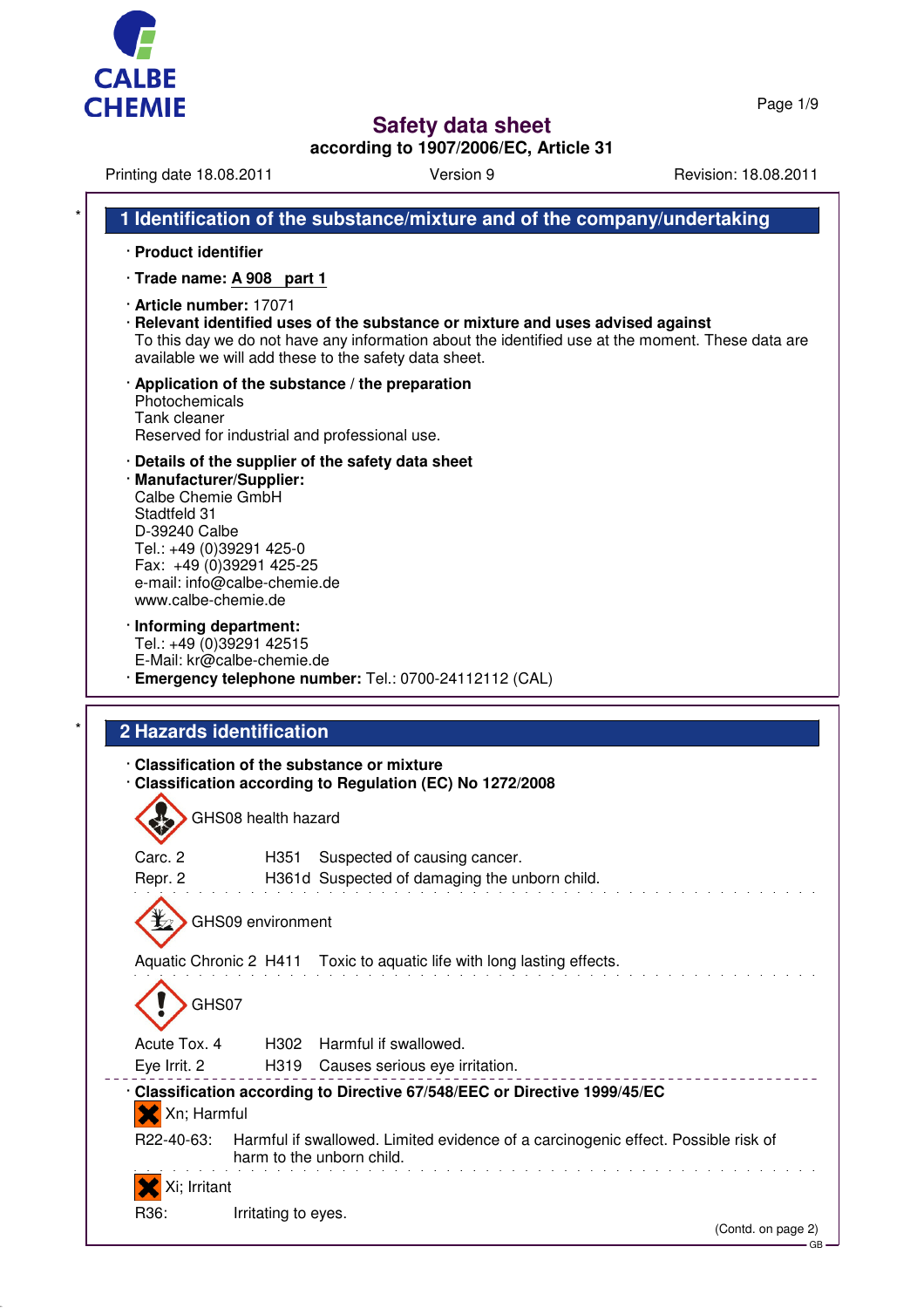# Safety data sheet
**according to 1907/2006/EC, Article 31**

Printing date 18.08.2011 | Version 9 | Revision: 18.08.2011

## 1 Identification of the substance/mixture and of the company/undertaking

· **Product identifier**

· **Trade name: A 908 part 1**

· **Article number:** 17071

· **Relevant identified uses of the substance or mixture and uses advised against**
To this day we do not have any information about the identified use at the moment. These data are available we will add these to the safety data sheet.

· **Application of the substance / the preparation**
Photochemicals
Tank cleaner
Reserved for industrial and professional use.

· **Details of the supplier of the safety data sheet**

· **Manufacturer/Supplier:**
Calbe Chemie GmbH
Stadtfeld 31
D-39240 Calbe
Tel.: +49 (0)39291 425-0
Fax: +49 (0)39291 425-25
e-mail: info@calbe-chemie.de
www.calbe-chemie.de

· **Informing department:**
Tel.: +49 (0)39291 42515
E-Mail: kr@calbe-chemie.de

· **Emergency telephone number:** Tel.: 0700-24112112 (CAL)

## 2 Hazards identification

· **Classification of the substance or mixture**

· **Classification according to Regulation (EC) No 1272/2008**

GHS08 health hazard

| | | |
|---|---|---|
| Carc. 2 | H351 | Suspected of causing cancer. |
| Repr. 2 | H361d | Suspected of damaging the unborn child. |

GHS09 environment

| | | |
|---|---|---|
| Aquatic Chronic 2 | H411 | Toxic to aquatic life with long lasting effects. |

GHS07

| | | |
|---|---|---|
| Acute Tox. 4 | H302 | Harmful if swallowed. |
| Eye Irrit. 2 | H319 | Causes serious eye irritation. |

· **Classification according to Directive 67/548/EEC or Directive 1999/45/EC**

Xn; Harmful

R22-40-63: Harmful if swallowed. Limited evidence of a carcinogenic effect. Possible risk of harm to the unborn child.

Xi; Irritant

R36: Irritating to eyes.

(Contd. on page 2)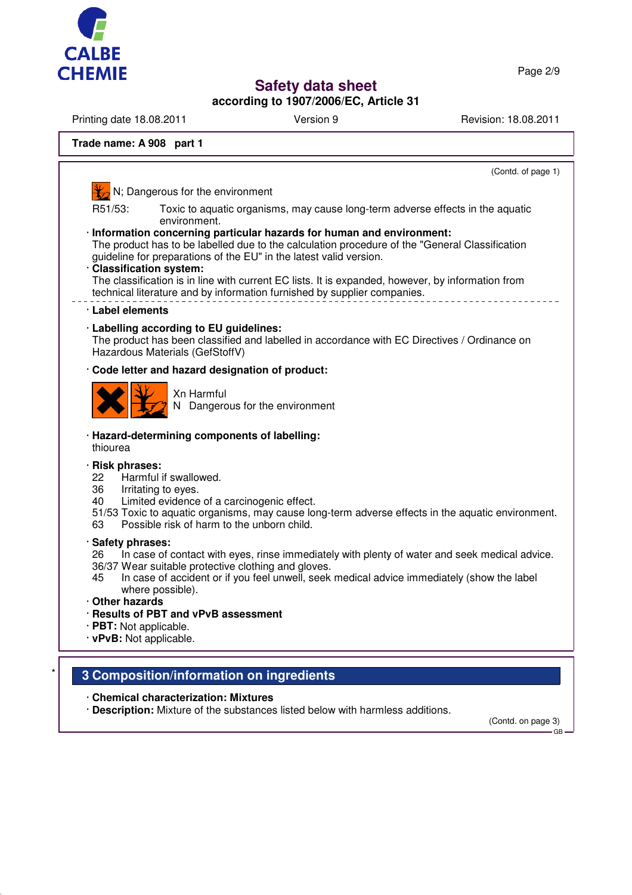Trade name: **A 908 part 1**

(Contd. of page 1)

N; Dangerous for the environment

R51/53: Toxic to aquatic organisms, may cause long-term adverse effects in the aquatic environment.

· **Information concerning particular hazards for human and environment:**
The product has to be labelled due to the calculation procedure of the "General Classification guideline for preparations of the EU" in the latest valid version.

· **Classification system:**
The classification is in line with current EC lists. It is expanded, however, by information from technical literature and by information furnished by supplier companies.

· **Label elements**

· **Labelling according to EU guidelines:**
The product has been classified and labelled in accordance with EC Directives / Ordinance on Hazardous Materials (GefStoffV)

· **Code letter and hazard designation of product:**

Xn Harmful
N Dangerous for the environment

· **Hazard-determining components of labelling:**
thiourea

· **Risk phrases:**
22 Harmful if swallowed.
36 Irritating to eyes.
40 Limited evidence of a carcinogenic effect.
51/53 Toxic to aquatic organisms, may cause long-term adverse effects in the aquatic environment.
63 Possible risk of harm to the unborn child.

· **Safety phrases:**
26 In case of contact with eyes, rinse immediately with plenty of water and seek medical advice.
36/37 Wear suitable protective clothing and gloves.
45 In case of accident or if you feel unwell, seek medical advice immediately (show the label where possible).

· **Other hazards**
· **Results of PBT and vPvB assessment**
· **PBT:** Not applicable.
· **vPvB:** Not applicable.

## 3 Composition/information on ingredients

· **Chemical characterization: Mixtures**
· **Description:** Mixture of the substances listed below with harmless additions.

(Contd. on page 3)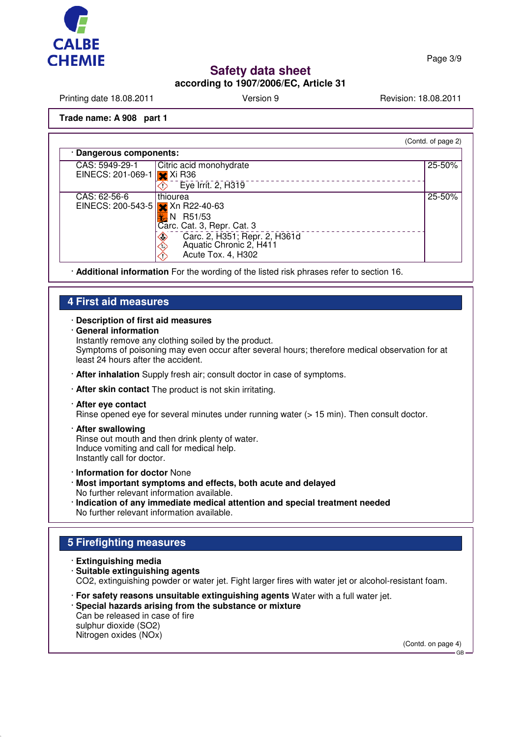(Contd. of page 2)

**· Dangerous components:**

| | | |
|---|---|---|
| CAS: 5949-29-1<br>EINECS: 201-069-1 | Citric acid monohydrate<br>Xi R36<br>Eye Irrit. 2, H319 | 25-50% |
| CAS: 62-56-6<br>EINECS: 200-543-5 | thiourea<br>Xn R22-40-63<br>N R51/53<br>Carc. Cat. 3, Repr. Cat. 3<br>Carc. 2, H351; Repr. 2, H361d<br>Aquatic Chronic 2, H411<br>Acute Tox. 4, H302 | 25-50% |

· **Additional information** For the wording of the listed risk phrases refer to section 16.

## 4 First aid measures

· **Description of first aid measures**
· **General information**
Instantly remove any clothing soiled by the product.
Symptoms of poisoning may even occur after several hours; therefore medical observation for at least 24 hours after the accident.

· **After inhalation** Supply fresh air; consult doctor in case of symptoms.

· **After skin contact** The product is not skin irritating.

· **After eye contact**
Rinse opened eye for several minutes under running water (> 15 min). Then consult doctor.

· **After swallowing**
Rinse out mouth and then drink plenty of water.
Induce vomiting and call for medical help.
Instantly call for doctor.

· **Information for doctor** None
· **Most important symptoms and effects, both acute and delayed**
No further relevant information available.
· **Indication of any immediate medical attention and special treatment needed**
No further relevant information available.

## 5 Firefighting measures

· **Extinguishing media**
· **Suitable extinguishing agents**
CO2, extinguishing powder or water jet. Fight larger fires with water jet or alcohol-resistant foam.

· **For safety reasons unsuitable extinguishing agents** Water with a full water jet.
· **Special hazards arising from the substance or mixture**
Can be released in case of fire
sulphur dioxide ($SO_2$)
Nitrogen oxides ($NO_x$)

(Contd. on page 4)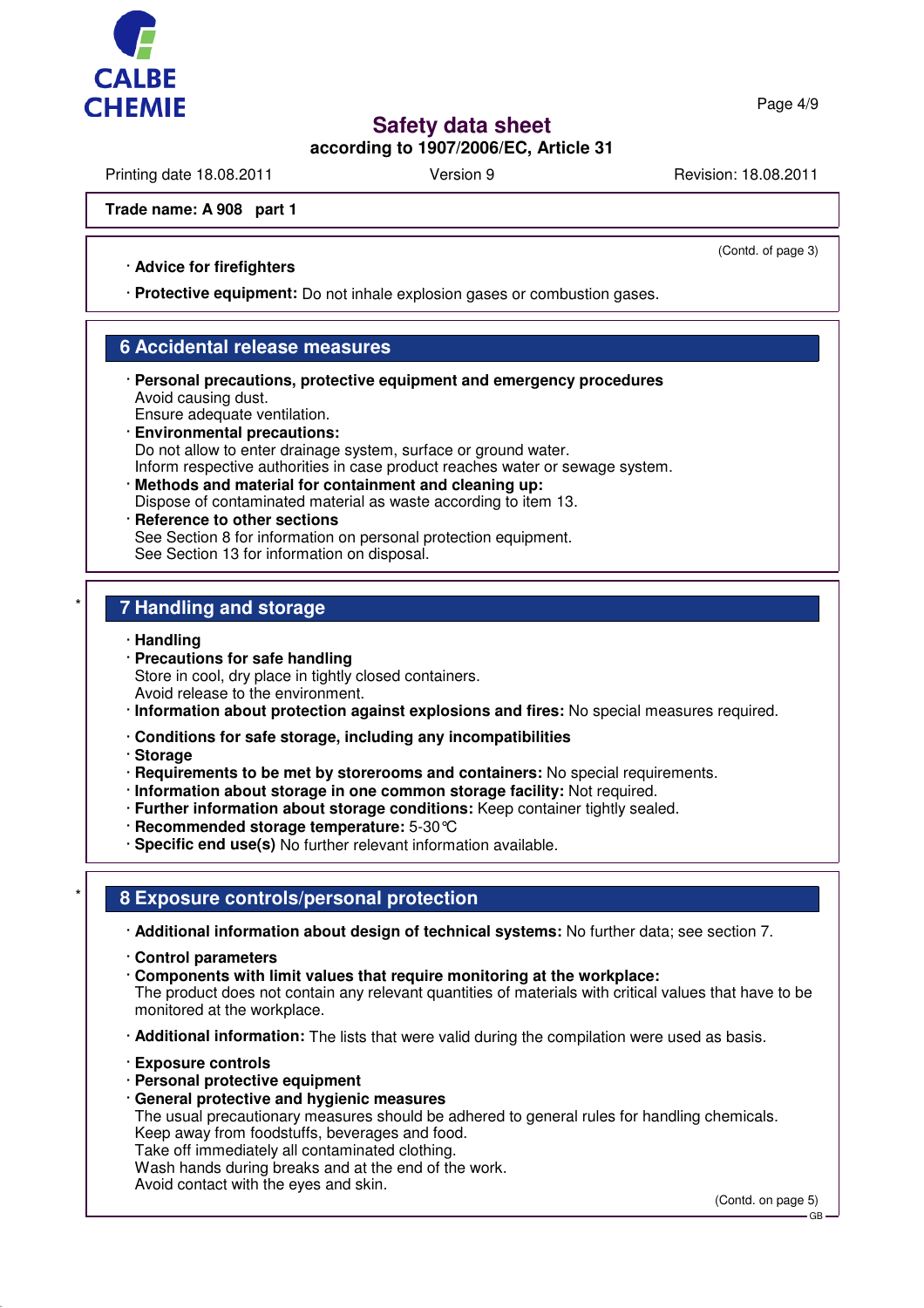Trade name: **A 908 part 1**

(Contd. of page 3)

· **Advice for firefighters**

· **Protective equipment:** Do not inhale explosion gases or combustion gases.

## 6 Accidental release measures

· **Personal precautions, protective equipment and emergency procedures**
Avoid causing dust.
Ensure adequate ventilation.

· **Environmental precautions:**
Do not allow to enter drainage system, surface or ground water.
Inform respective authorities in case product reaches water or sewage system.

· **Methods and material for containment and cleaning up:**
Dispose of contaminated material as waste according to item 13.

· **Reference to other sections**
See Section 8 for information on personal protection equipment.
See Section 13 for information on disposal.

## * 7 Handling and storage

· **Handling**

· **Precautions for safe handling**
Store in cool, dry place in tightly closed containers.
Avoid release to the environment.

· **Information about protection against explosions and fires:** No special measures required.

· **Conditions for safe storage, including any incompatibilities**

· **Storage**

· **Requirements to be met by storerooms and containers:** No special requirements.

· **Information about storage in one common storage facility:** Not required.

· **Further information about storage conditions:** Keep container tightly sealed.

· **Recommended storage temperature:** 5-30°C

· **Specific end use(s)** No further relevant information available.

## * 8 Exposure controls/personal protection

· **Additional information about design of technical systems:** No further data; see section 7.

· **Control parameters**

· **Components with limit values that require monitoring at the workplace:**
The product does not contain any relevant quantities of materials with critical values that have to be monitored at the workplace.

· **Additional information:** The lists that were valid during the compilation were used as basis.

· **Exposure controls**

· **Personal protective equipment**

· **General protective and hygienic measures**
The usual precautionary measures should be adhered to general rules for handling chemicals.
Keep away from foodstuffs, beverages and food.
Take off immediately all contaminated clothing.
Wash hands during breaks and at the end of the work.
Avoid contact with the eyes and skin.

(Contd. on page 5)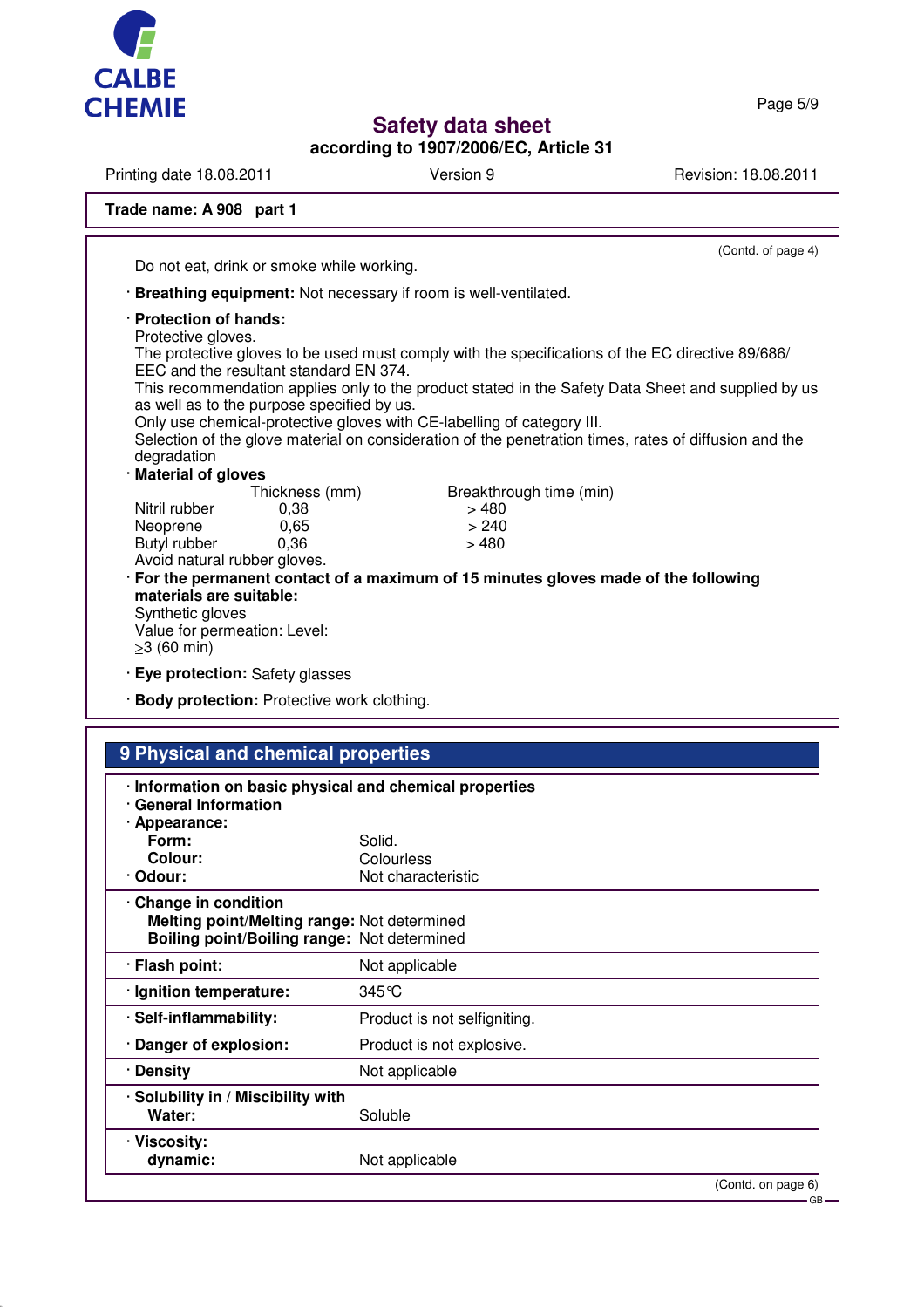Trade name: A 908 part 1

(Contd. of page 4)

Do not eat, drink or smoke while working.

· **Breathing equipment:** Not necessary if room is well-ventilated.

· **Protection of hands:**
Protective gloves.
The protective gloves to be used must comply with the specifications of the EC directive 89/686/EEC and the resultant standard EN 374.
This recommendation applies only to the product stated in the Safety Data Sheet and supplied by us as well as to the purpose specified by us.
Only use chemical-protective gloves with CE-labelling of category III.
Selection of the glove material on consideration of the penetration times, rates of diffusion and the degradation

· **Material of gloves**

| | Thickness (mm) | Breakthrough time (min) |
|---|---|---|
| Nitril rubber | 0,38 | > 480 |
| Neoprene | 0,65 | > 240 |
| Butyl rubber | 0,36 | > 480 |

Avoid natural rubber gloves.

· **For the permanent contact of a maximum of 15 minutes gloves made of the following materials are suitable:**
Synthetic gloves
Value for permeation: Level:
≥3 (60 min)

· **Eye protection:** Safety glasses

· **Body protection:** Protective work clothing.

## 9 Physical and chemical properties

· **Information on basic physical and chemical properties**
· **General Information**
· **Appearance:**

| | |
|---|---|
| **Form:** | Solid. |
| **Colour:** | Colourless |
| · **Odour:** | Not characteristic |
| · **Change in condition** | |
| **Melting point/Melting range:** | Not determined |
| **Boiling point/Boiling range:** | Not determined |
| · **Flash point:** | Not applicable |
| · **Ignition temperature:** | 345°C |
| · **Self-inflammability:** | Product is not selfigniting. |
| · **Danger of explosion:** | Product is not explosive. |
| · **Density** | Not applicable |
| · **Solubility in / Miscibility with Water:** | Soluble |
| · **Viscosity: dynamic:** | Not applicable |

(Contd. on page 6)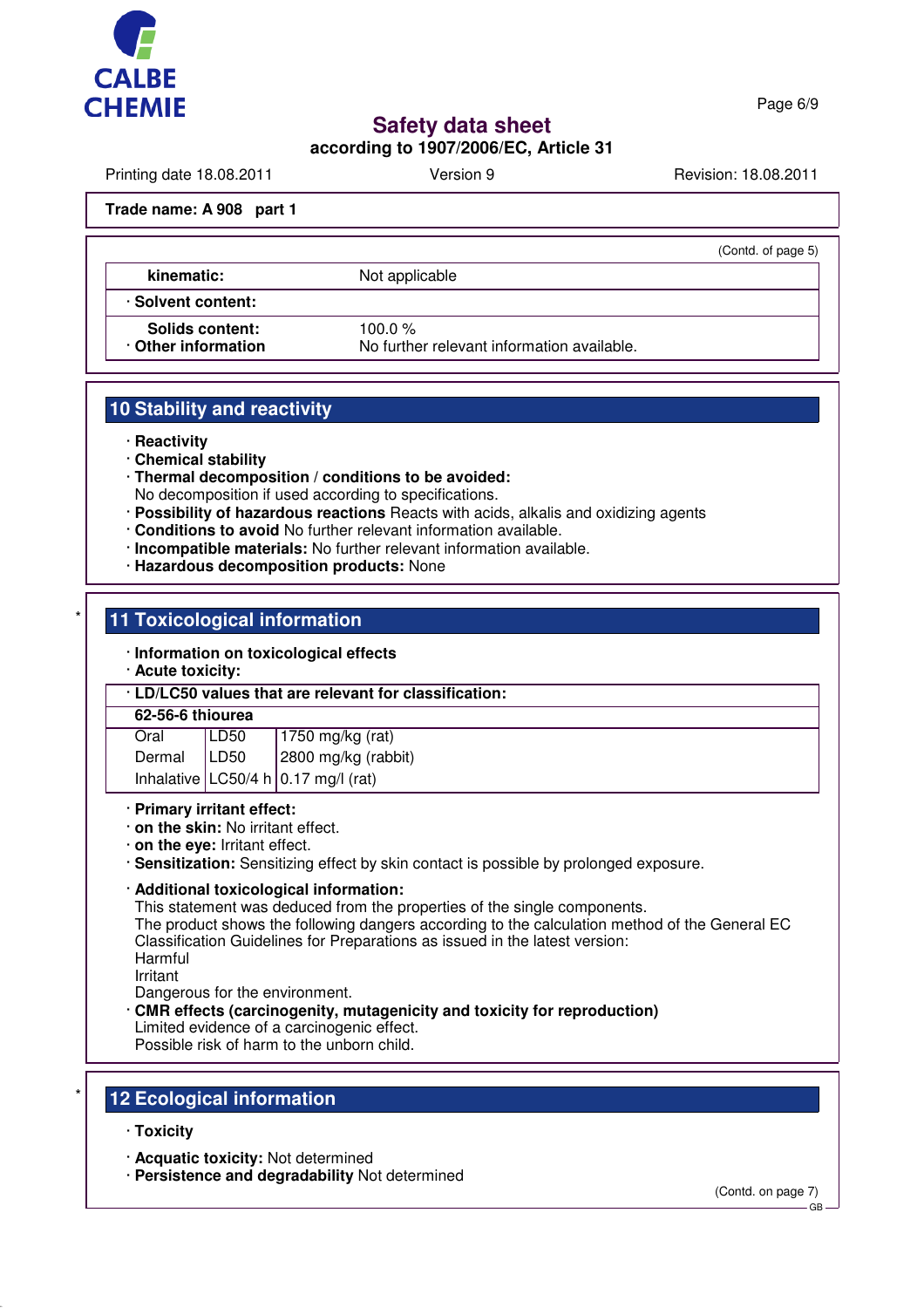**Trade name: A 908 part 1**

(Contd. of page 5)

| | |
|---|---|
| **kinematic:** | Not applicable |
| · **Solvent content:** | |
| **Solids content:** | 100.0 % |
| · **Other information** | No further relevant information available. |

## 10 Stability and reactivity

- · **Reactivity**
- · **Chemical stability**
- · **Thermal decomposition / conditions to be avoided:**
  No decomposition if used according to specifications.
- · **Possibility of hazardous reactions** Reacts with acids, alkalis and oxidizing agents
- · **Conditions to avoid** No further relevant information available.
- · **Incompatible materials:** No further relevant information available.
- · **Hazardous decomposition products:** None

\* 

## 11 Toxicological information

- · **Information on toxicological effects**
- · **Acute toxicity:**

| · **LD/LC50 values that are relevant for classification:** | | |
|---|---|---|
| **62-56-6 thiourea** | | |
| Oral | LD50 | 1750 mg/kg (rat) |
| Dermal | LD50 | 2800 mg/kg (rabbit) |
| Inhalative | LC50/4 h | 0.17 mg/l (rat) |

- · **Primary irritant effect:**
- · **on the skin:** No irritant effect.
- · **on the eye:** Irritant effect.
- · **Sensitization:** Sensitizing effect by skin contact is possible by prolonged exposure.

- · **Additional toxicological information:**
  This statement was deduced from the properties of the single components.
  The product shows the following dangers according to the calculation method of the General EC Classification Guidelines for Preparations as issued in the latest version:
  Harmful
  Irritant
  Dangerous for the environment.
- · **CMR effects (carcinogenity, mutagenicity and toxicity for reproduction)**
  Limited evidence of a carcinogenic effect.
  Possible risk of harm to the unborn child.

\* 

## 12 Ecological information

- · **Toxicity**

- · **Acquatic toxicity:** Not determined
- · **Persistence and degradability** Not determined

(Contd. on page 7)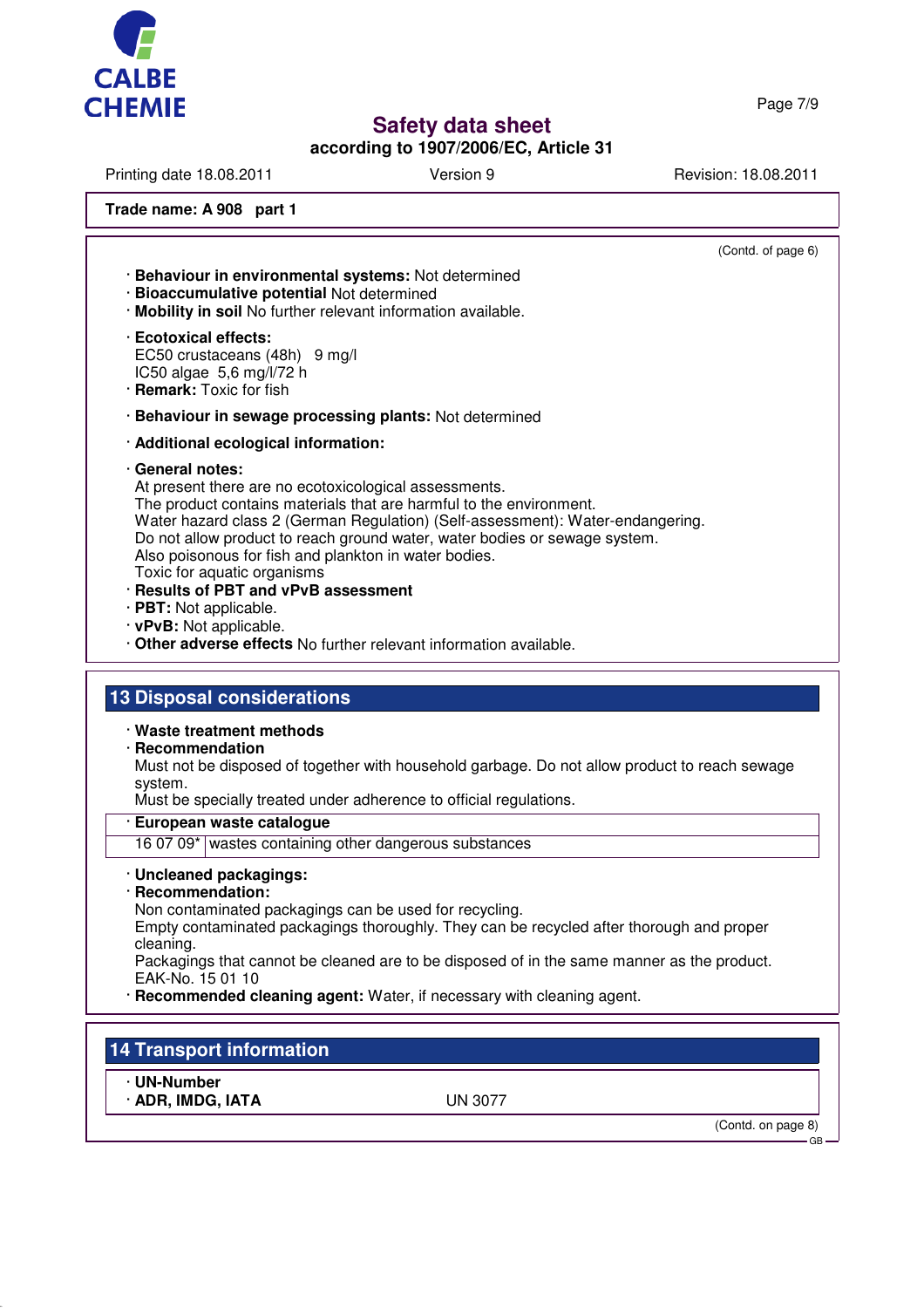Trade name: **A 908 part 1**

(Contd. of page 6)

· **Behaviour in environmental systems:** Not determined
· **Bioaccumulative potential** Not determined
· **Mobility in soil** No further relevant information available.

· **Ecotoxical effects:**
EC50 crustaceans (48h) 9 mg/l
IC50 algae 5,6 mg/l/72 h
· **Remark:** Toxic for fish

· **Behaviour in sewage processing plants:** Not determined

· **Additional ecological information:**

· **General notes:**
At present there are no ecotoxicological assessments.
The product contains materials that are harmful to the environment.
Water hazard class 2 (German Regulation) (Self-assessment): Water-endangering.
Do not allow product to reach ground water, water bodies or sewage system.
Also poisonous for fish and plankton in water bodies.
Toxic for aquatic organisms
· **Results of PBT and vPvB assessment**
· **PBT:** Not applicable.
· **vPvB:** Not applicable.
· **Other adverse effects** No further relevant information available.

## 13 Disposal considerations

· **Waste treatment methods**
· **Recommendation**
Must not be disposed of together with household garbage. Do not allow product to reach sewage system.
Must be specially treated under adherence to official regulations.

| · European waste catalogue | |
|---|---|
| 16 07 09* | wastes containing other dangerous substances |

· **Uncleaned packagings:**
· **Recommendation:**
Non contaminated packagings can be used for recycling.
Empty contaminated packagings thoroughly. They can be recycled after thorough and proper cleaning.
Packagings that cannot be cleaned are to be disposed of in the same manner as the product.
EAK-No. 15 01 10
· **Recommended cleaning agent:** Water, if necessary with cleaning agent.

## 14 Transport information

| · UN-Number | |
|---|---|
| · ADR, IMDG, IATA | UN 3077 |

(Contd. on page 8)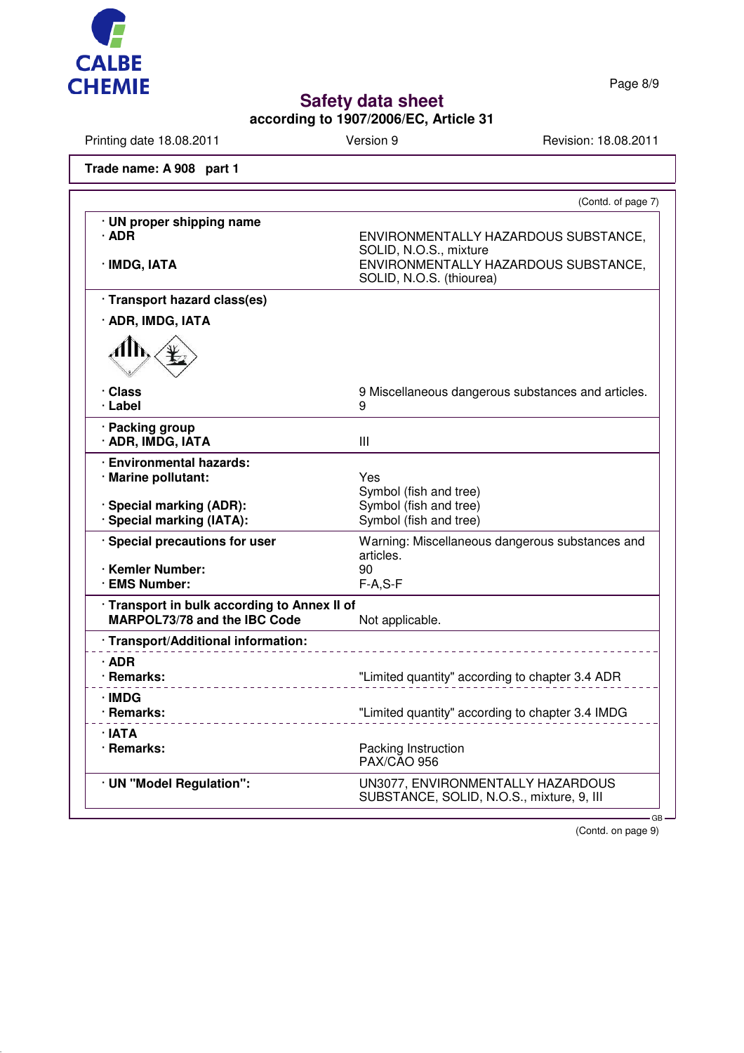# Safety data sheet

**according to 1907/2006/EC, Article 31**

Printing date 18.08.2011 | Version 9 | Revision: 18.08.2011

**Trade name: A 908 part 1**

(Contd. of page 7)

| | |
|---|---|
| **· UN proper shipping name** | |
| **· ADR** | ENVIRONMENTALLY HAZARDOUS SUBSTANCE, SOLID, N.O.S., mixture |
| **· IMDG, IATA** | ENVIRONMENTALLY HAZARDOUS SUBSTANCE, SOLID, N.O.S. (thiourea) |
| **· Transport hazard class(es)** | |
| **· ADR, IMDG, IATA** | |
| **· Class** | 9 Miscellaneous dangerous substances and articles. |
| **· Label** | 9 |
| **· Packing group** | |
| **· ADR, IMDG, IATA** | III |
| **· Environmental hazards:** | |
| **· Marine pollutant:** | Yes<br>Symbol (fish and tree) |
| **· Special marking (ADR):** | Symbol (fish and tree) |
| **· Special marking (IATA):** | Symbol (fish and tree) |
| **· Special precautions for user** | Warning: Miscellaneous dangerous substances and articles. |
| **· Kemler Number:** | 90 |
| **· EMS Number:** | F-A,S-F |
| **· Transport in bulk according to Annex II of MARPOL73/78 and the IBC Code** | Not applicable. |
| **· Transport/Additional information:** | |
| **· ADR** | |
| **· Remarks:** | "Limited quantity" according to chapter 3.4 ADR |
| **· IMDG** | |
| **· Remarks:** | "Limited quantity" according to chapter 3.4 IMDG |
| **· IATA** | |
| **· Remarks:** | Packing Instruction<br>PAX/CAO 956 |
| **· UN "Model Regulation":** | UN3077, ENVIRONMENTALLY HAZARDOUS SUBSTANCE, SOLID, N.O.S., mixture, 9, III |

GB

(Contd. on page 9)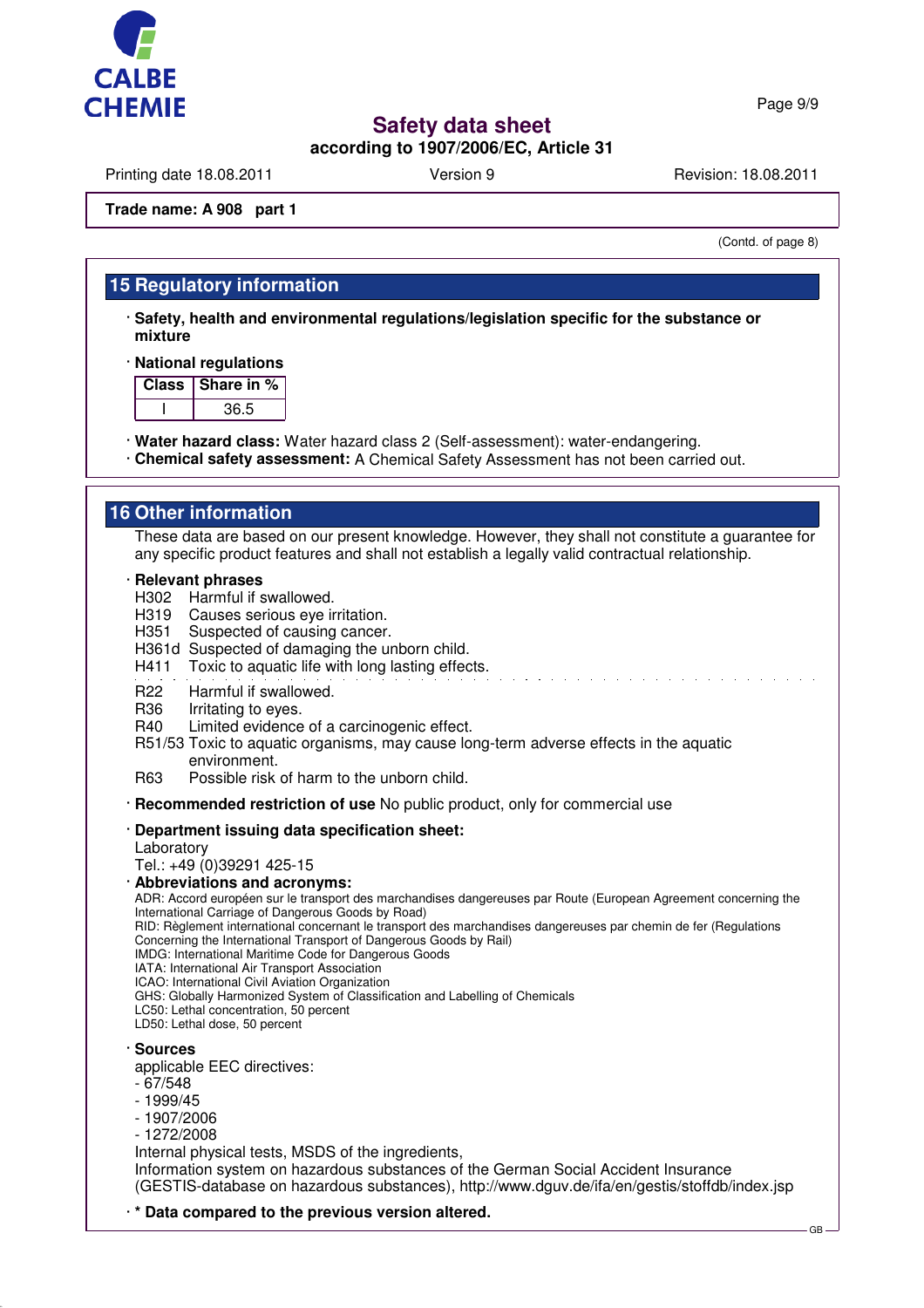**Trade name: A 908 part 1**

(Contd. of page 8)

## 15 Regulatory information

· **Safety, health and environmental regulations/legislation specific for the substance or mixture**

· **National regulations**

| Class | Share in % |
|---|---|
| I | 36.5 |

· **Water hazard class:** Water hazard class 2 (Self-assessment): water-endangering.
· **Chemical safety assessment:** A Chemical Safety Assessment has not been carried out.

## 16 Other information

These data are based on our present knowledge. However, they shall not constitute a guarantee for any specific product features and shall not establish a legally valid contractual relationship.

· **Relevant phrases**

H302 Harmful if swallowed.
H319 Causes serious eye irritation.
H351 Suspected of causing cancer.
H361d Suspected of damaging the unborn child.
H411 Toxic to aquatic life with long lasting effects.

R22 Harmful if swallowed.
R36 Irritating to eyes.
R40 Limited evidence of a carcinogenic effect.
R51/53 Toxic to aquatic organisms, may cause long-term adverse effects in the aquatic environment.
R63 Possible risk of harm to the unborn child.

· **Recommended restriction of use** No public product, only for commercial use

· **Department issuing data specification sheet:**
Laboratory
Tel.: +49 (0)39291 425-15

· **Abbreviations and acronyms:**
ADR: Accord européen sur le transport des marchandises dangereuses par Route (European Agreement concerning the International Carriage of Dangerous Goods by Road)
RID: Règlement international concernant le transport des marchandises dangereuses par chemin de fer (Regulations Concerning the International Transport of Dangerous Goods by Rail)
IMDG: International Maritime Code for Dangerous Goods
IATA: International Air Transport Association
ICAO: International Civil Aviation Organization
GHS: Globally Harmonized System of Classification and Labelling of Chemicals
LC50: Lethal concentration, 50 percent
LD50: Lethal dose, 50 percent

· **Sources**
applicable EEC directives:
- 67/548
- 1999/45
- 1907/2006
- 1272/2008

Internal physical tests, MSDS of the ingredients,
Information system on hazardous substances of the German Social Accident Insurance (GESTIS-database on hazardous substances), http://www.dguv.de/ifa/en/gestis/stoffdb/index.jsp

· **\* Data compared to the previous version altered.**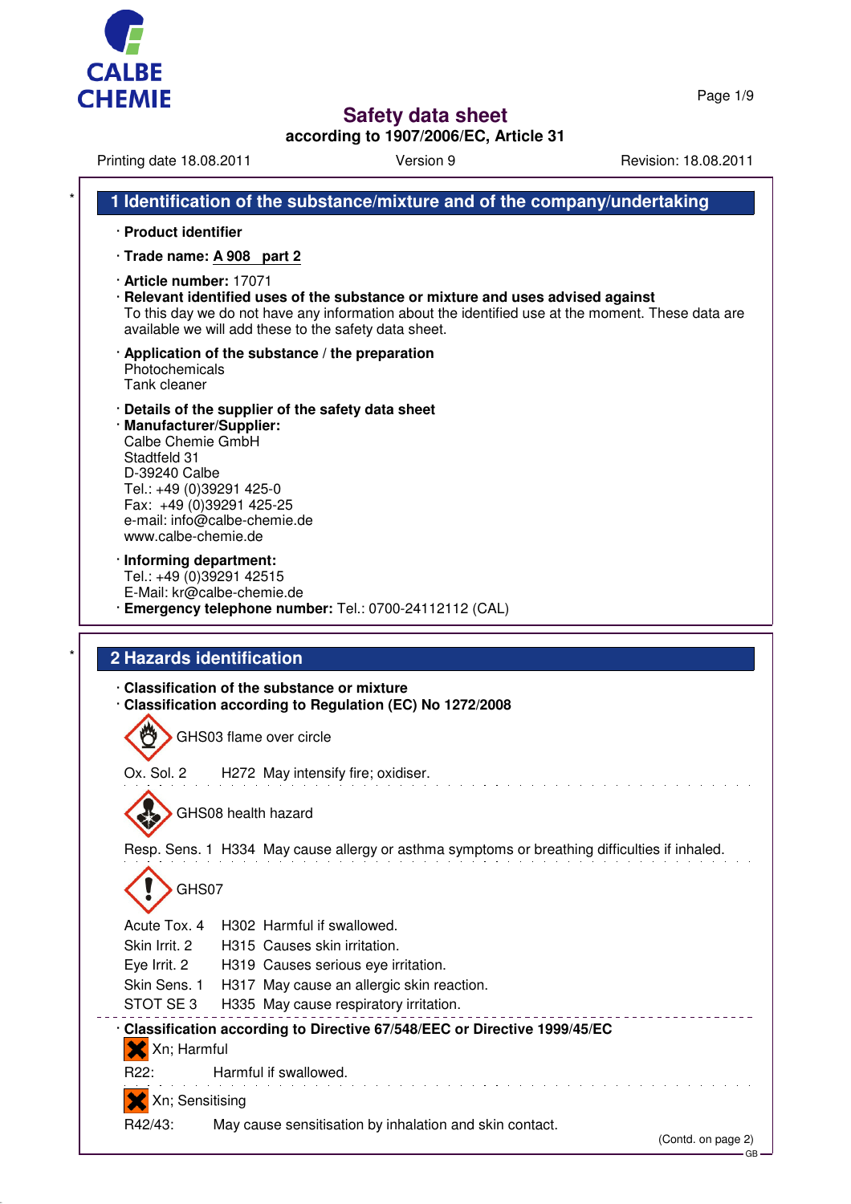# Safety data sheet

**according to 1907/2006/EC, Article 31**

Printing date 18.08.2011 Version 9 Revision: 18.08.2011

## 1 Identification of the substance/mixture and of the company/undertaking

· **Product identifier**

· **Trade name: A 908 part 2**

· **Article number:** 17071

· **Relevant identified uses of the substance or mixture and uses advised against**
To this day we do not have any information about the identified use at the moment. These data are available we will add these to the safety data sheet.

· **Application of the substance / the preparation**
Photochemicals
Tank cleaner

· **Details of the supplier of the safety data sheet**
· **Manufacturer/Supplier:**
Calbe Chemie GmbH
Stadtfeld 31
D-39240 Calbe
Tel.: +49 (0)39291 425-0
Fax: +49 (0)39291 425-25
e-mail: info@calbe-chemie.de
www.calbe-chemie.de

· **Informing department:**
Tel.: +49 (0)39291 42515
E-Mail: kr@calbe-chemie.de
· **Emergency telephone number:** Tel.: 0700-24112112 (CAL)

## 2 Hazards identification

· **Classification of the substance or mixture**
· **Classification according to Regulation (EC) No 1272/2008**

GHS03 flame over circle

Ox. Sol. 2 H272 May intensify fire; oxidiser.

GHS08 health hazard

Resp. Sens. 1 H334 May cause allergy or asthma symptoms or breathing difficulties if inhaled.

GHS07

Acute Tox. 4 H302 Harmful if swallowed.
Skin Irrit. 2 H315 Causes skin irritation.
Eye Irrit. 2 H319 Causes serious eye irritation.
Skin Sens. 1 H317 May cause an allergic skin reaction.
STOT SE 3 H335 May cause respiratory irritation.

· **Classification according to Directive 67/548/EEC or Directive 1999/45/EC**

Xn; Harmful

R22: Harmful if swallowed.

Xn; Sensitising

R42/43: May cause sensitisation by inhalation and skin contact.

(Contd. on page 2)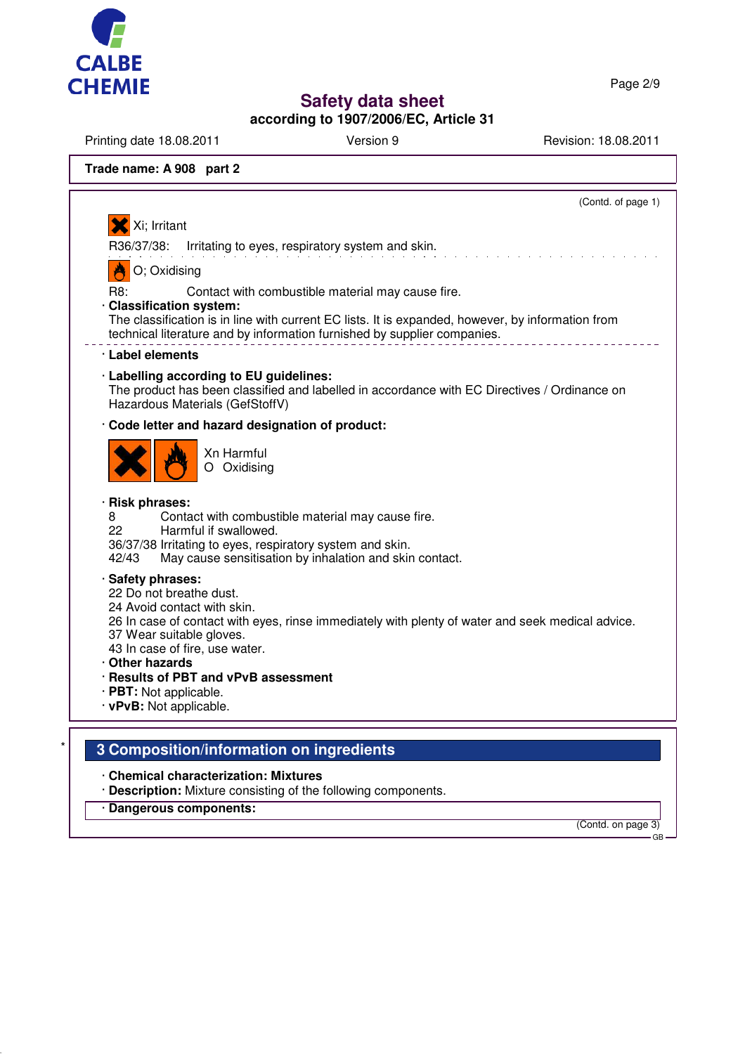(Contd. of page 1)

Xi; Irritant

R36/37/38: Irritating to eyes, respiratory system and skin.

O; Oxidising

R8: Contact with combustible material may cause fire.

· **Classification system:**
The classification is in line with current EC lists. It is expanded, however, by information from technical literature and by information furnished by supplier companies.

· **Label elements**

· **Labelling according to EU guidelines:**
The product has been classified and labelled in accordance with EC Directives / Ordinance on Hazardous Materials (GefStoffV)

· **Code letter and hazard designation of product:**

Xn Harmful
O Oxidising

· **Risk phrases:**
8 Contact with combustible material may cause fire.
22 Harmful if swallowed.
36/37/38 Irritating to eyes, respiratory system and skin.
42/43 May cause sensitisation by inhalation and skin contact.

· **Safety phrases:**
22 Do not breathe dust.
24 Avoid contact with skin.
26 In case of contact with eyes, rinse immediately with plenty of water and seek medical advice.
37 Wear suitable gloves.
43 In case of fire, use water.

· **Other hazards**
· **Results of PBT and vPvB assessment**
· **PBT:** Not applicable.
· **vPvB:** Not applicable.

## 3 Composition/information on ingredients

· **Chemical characterization: Mixtures**
· **Description:** Mixture consisting of the following components.
· **Dangerous components:**

(Contd. on page 3)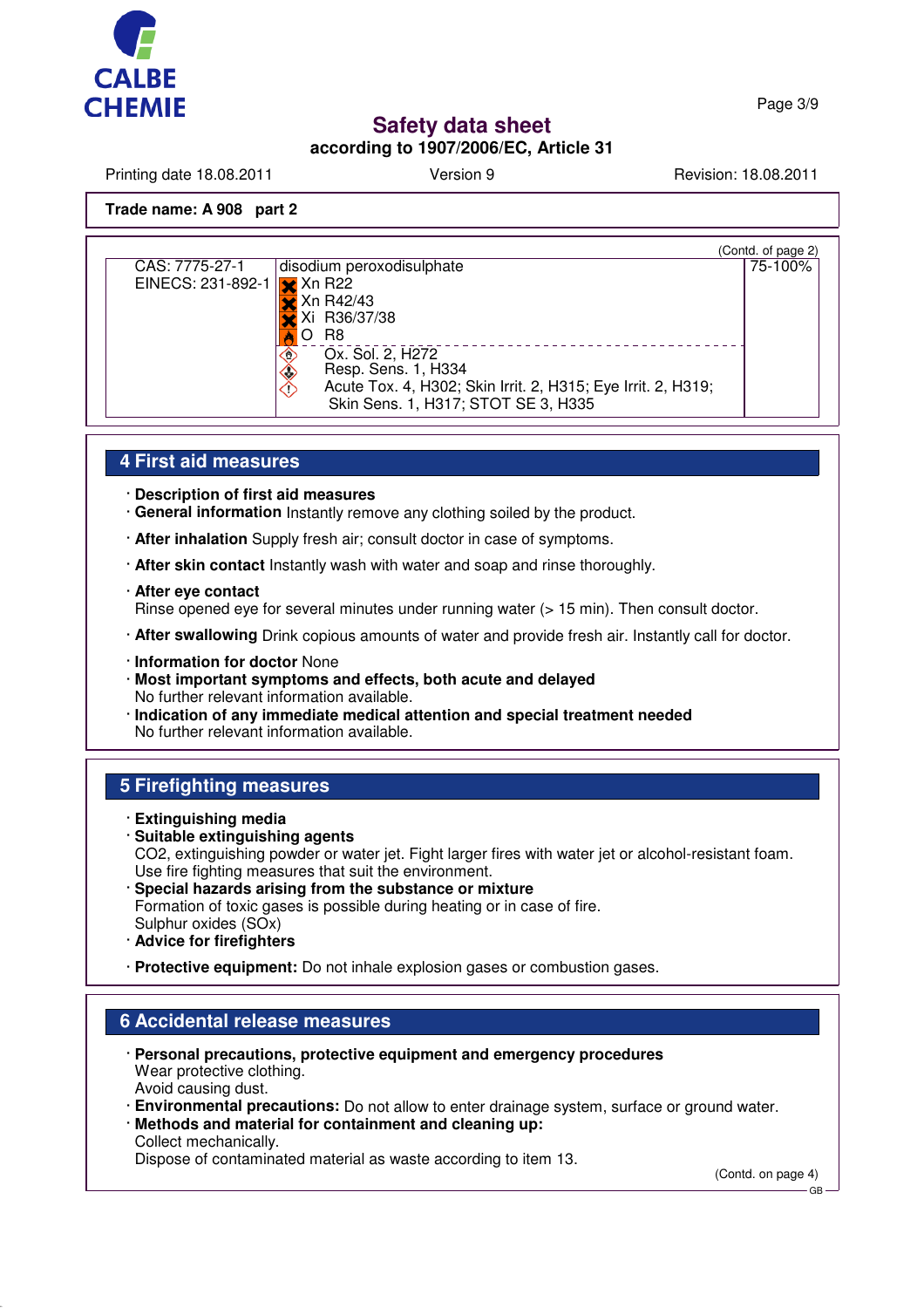**Trade name: A 908 part 2**

(Contd. of page 2)

| CAS: 7775-27-1<br>EINECS: 231-892-1 | disodium peroxodisulphate<br>Xn R22<br>Xn R42/43<br>Xi R36/37/38<br>O R8<br>Ox. Sol. 2, H272<br>Resp. Sens. 1, H334<br>Acute Tox. 4, H302; Skin Irrit. 2, H315; Eye Irrit. 2, H319; Skin Sens. 1, H317; STOT SE 3, H335 | 75-100% |
|---|---|---|

## 4 First aid measures

· **Description of first aid measures**
· **General information** Instantly remove any clothing soiled by the product.
· **After inhalation** Supply fresh air; consult doctor in case of symptoms.
· **After skin contact** Instantly wash with water and soap and rinse thoroughly.
· **After eye contact**
Rinse opened eye for several minutes under running water (> 15 min). Then consult doctor.
· **After swallowing** Drink copious amounts of water and provide fresh air. Instantly call for doctor.
· **Information for doctor** None
· **Most important symptoms and effects, both acute and delayed**
No further relevant information available.
· **Indication of any immediate medical attention and special treatment needed**
No further relevant information available.

## 5 Firefighting measures

· **Extinguishing media**
· **Suitable extinguishing agents**
CO2, extinguishing powder or water jet. Fight larger fires with water jet or alcohol-resistant foam.
Use fire fighting measures that suit the environment.
· **Special hazards arising from the substance or mixture**
Formation of toxic gases is possible during heating or in case of fire.
Sulphur oxides (SOx)
· **Advice for firefighters**
· **Protective equipment:** Do not inhale explosion gases or combustion gases.

## 6 Accidental release measures

· **Personal precautions, protective equipment and emergency procedures**
Wear protective clothing.
Avoid causing dust.
· **Environmental precautions:** Do not allow to enter drainage system, surface or ground water.
· **Methods and material for containment and cleaning up:**
Collect mechanically.
Dispose of contaminated material as waste according to item 13.

(Contd. on page 4)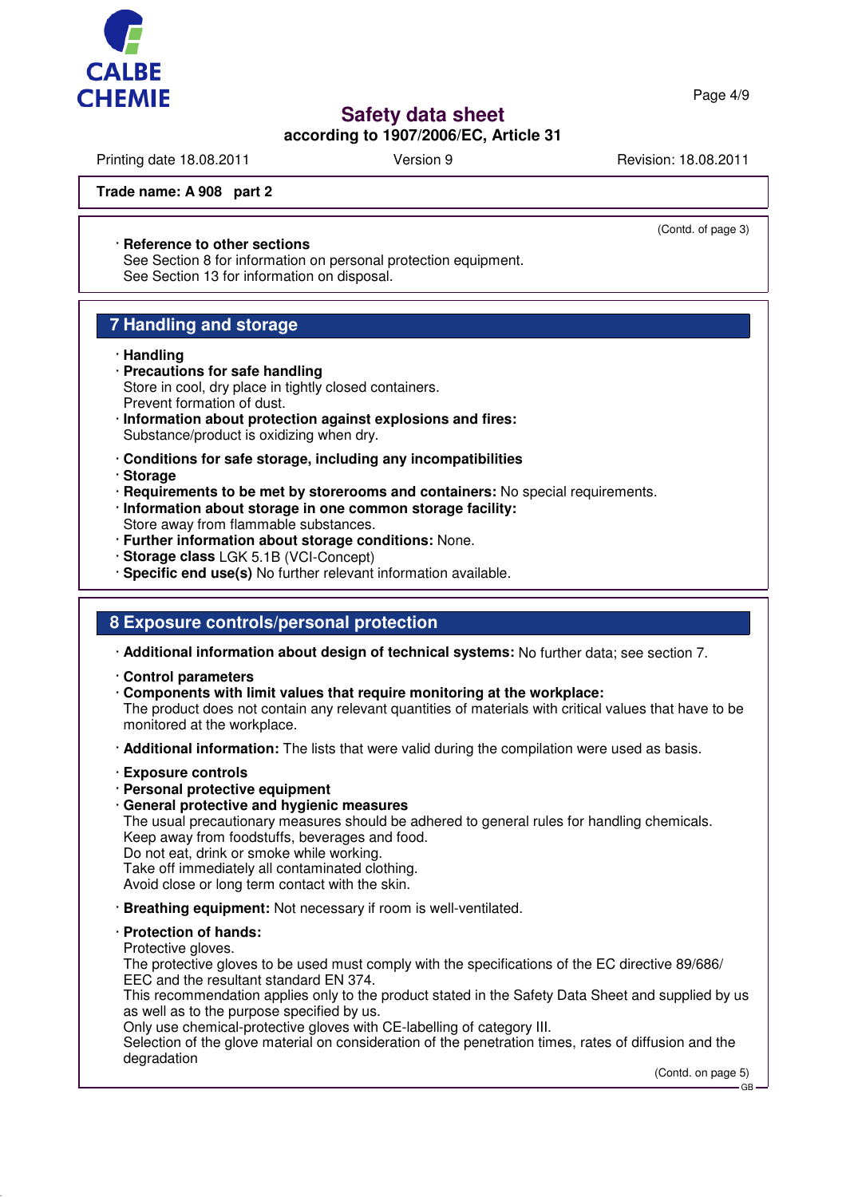Trade name: **A 908 part 2**

(Contd. of page 3)

· **Reference to other sections**
See Section 8 for information on personal protection equipment.
See Section 13 for information on disposal.

## 7 Handling and storage

· **Handling**
· **Precautions for safe handling**
Store in cool, dry place in tightly closed containers.
Prevent formation of dust.
· **Information about protection against explosions and fires:**
Substance/product is oxidizing when dry.

· **Conditions for safe storage, including any incompatibilities**
· **Storage**
· **Requirements to be met by storerooms and containers:** No special requirements.
· **Information about storage in one common storage facility:**
Store away from flammable substances.
· **Further information about storage conditions:** None.
· **Storage class** LGK 5.1B (VCI-Concept)
· **Specific end use(s)** No further relevant information available.

## 8 Exposure controls/personal protection

· **Additional information about design of technical systems:** No further data; see section 7.

· **Control parameters**
· **Components with limit values that require monitoring at the workplace:**
The product does not contain any relevant quantities of materials with critical values that have to be monitored at the workplace.

· **Additional information:** The lists that were valid during the compilation were used as basis.

· **Exposure controls**
· **Personal protective equipment**
· **General protective and hygienic measures**
The usual precautionary measures should be adhered to general rules for handling chemicals.
Keep away from foodstuffs, beverages and food.
Do not eat, drink or smoke while working.
Take off immediately all contaminated clothing.
Avoid close or long term contact with the skin.

· **Breathing equipment:** Not necessary if room is well-ventilated.

· **Protection of hands:**
Protective gloves.
The protective gloves to be used must comply with the specifications of the EC directive 89/686/EEC and the resultant standard EN 374.
This recommendation applies only to the product stated in the Safety Data Sheet and supplied by us as well as to the purpose specified by us.
Only use chemical-protective gloves with CE-labelling of category III.
Selection of the glove material on consideration of the penetration times, rates of diffusion and the degradation

(Contd. on page 5)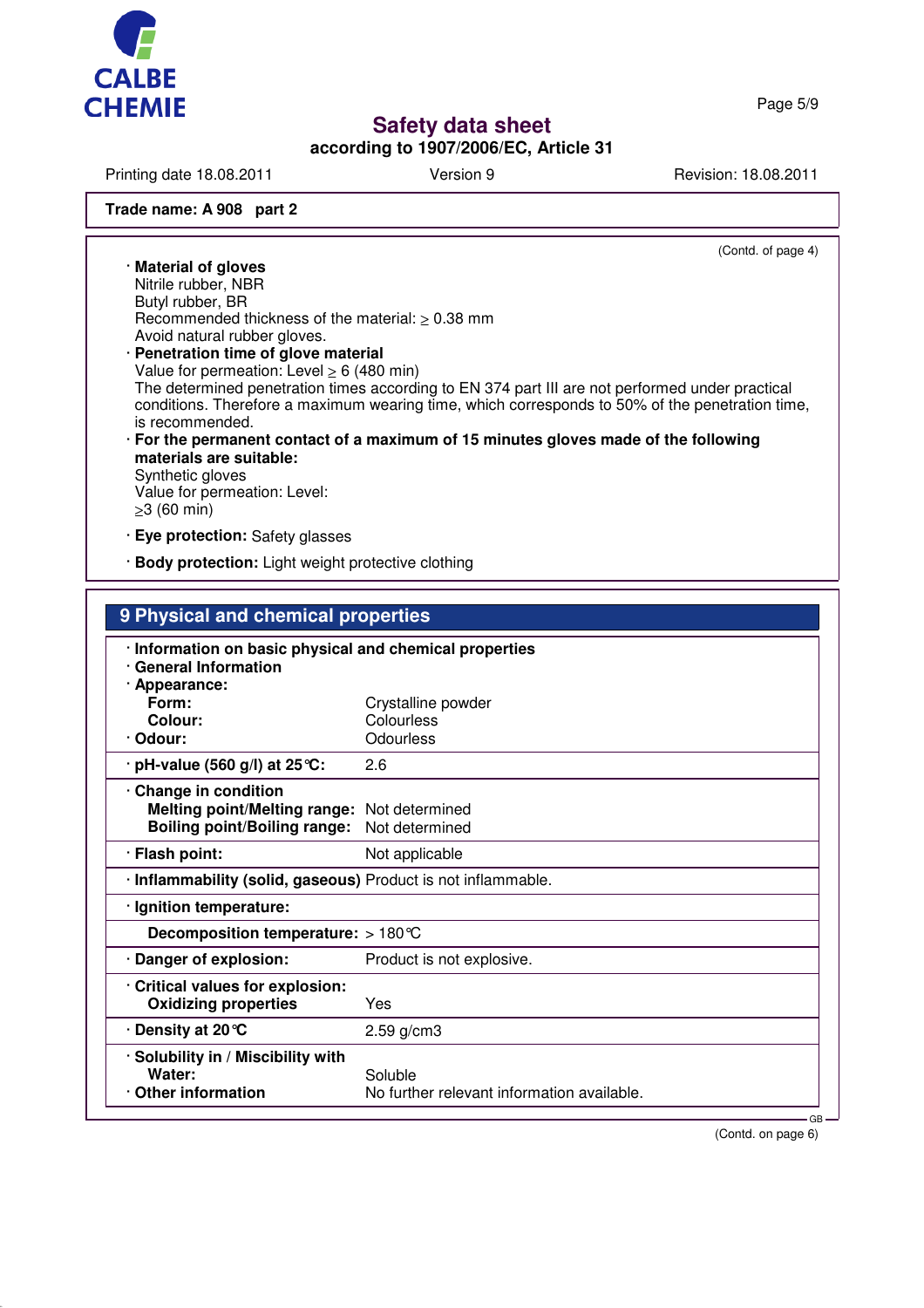**Trade name: A 908 part 2**

(Contd. of page 4)

· **Material of gloves**
Nitrile rubber, NBR
Butyl rubber, BR
Recommended thickness of the material: ≥ 0.38 mm
Avoid natural rubber gloves.

· **Penetration time of glove material**
Value for permeation: Level ≥ 6 (480 min)
The determined penetration times according to EN 374 part III are not performed under practical conditions. Therefore a maximum wearing time, which corresponds to 50% of the penetration time, is recommended.

· **For the permanent contact of a maximum of 15 minutes gloves made of the following materials are suitable:**
Synthetic gloves
Value for permeation: Level:
≥3 (60 min)

· **Eye protection:** Safety glasses

· **Body protection:** Light weight protective clothing

## 9 Physical and chemical properties

· **Information on basic physical and chemical properties**
· **General Information**
· **Appearance:**

| | |
|---|---|
| **Form:** | Crystalline powder |
| **Colour:** | Colourless |
| · **Odour:** | Odourless |
| · **pH-value (560 g/l) at 25 °C:** | 2.6 |
| · **Change in condition** | |
| **Melting point/Melting range:** | Not determined |
| **Boiling point/Boiling range:** | Not determined |
| · **Flash point:** | Not applicable |
| · **Inflammability (solid, gaseous)** | Product is not inflammable. |
| · **Ignition temperature:** | |
| **Decomposition temperature:** | > 180 °C |
| · **Danger of explosion:** | Product is not explosive. |
| · **Critical values for explosion:** | |
| **Oxidizing properties** | Yes |
| · **Density at 20 °C** | 2.59 g/cm3 |
| · **Solubility in / Miscibility with** | |
| **Water:** | Soluble |
| · **Other information** | No further relevant information available. |

(Contd. on page 6)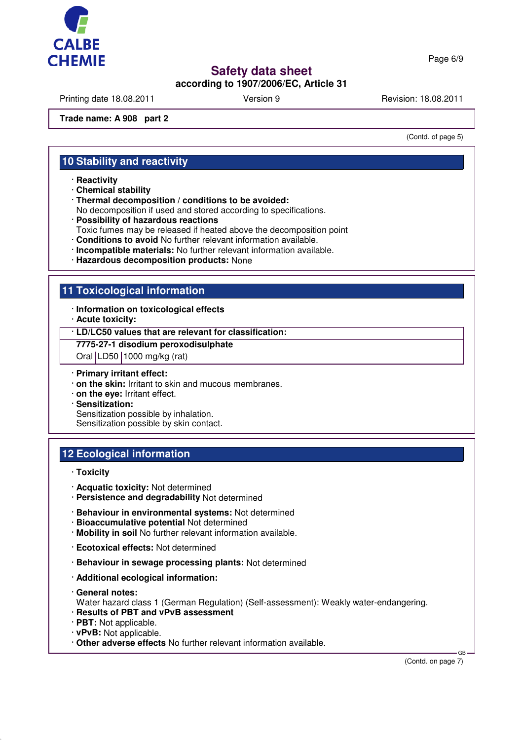Trade name: **A 908 part 2**

(Contd. of page 5)

## 10 Stability and reactivity

- **Reactivity**
- **Chemical stability**
- **Thermal decomposition / conditions to be avoided:**
  No decomposition if used and stored according to specifications.
- **Possibility of hazardous reactions**
  Toxic fumes may be released if heated above the decomposition point
- **Conditions to avoid** No further relevant information available.
- **Incompatible materials:** No further relevant information available.
- **Hazardous decomposition products:** None

## 11 Toxicological information

- **Information on toxicological effects**
- **Acute toxicity:**

| · LD/LC50 values that are relevant for classification: | | |
|---|---|---|
| **7775-27-1 disodium peroxodisulphate** | | |
| Oral | LD50 | 1000 mg/kg (rat) |

- **Primary irritant effect:**
- **on the skin:** Irritant to skin and mucous membranes.
- **on the eye:** Irritant effect.
- **Sensitization:**
  Sensitization possible by inhalation.
  Sensitization possible by skin contact.

## 12 Ecological information

- **Toxicity**
- **Acquatic toxicity:** Not determined
- **Persistence and degradability** Not determined
- **Behaviour in environmental systems:** Not determined
- **Bioaccumulative potential** Not determined
- **Mobility in soil** No further relevant information available.
- **Ecotoxical effects:** Not determined
- **Behaviour in sewage processing plants:** Not determined
- **Additional ecological information:**
- **General notes:**
  Water hazard class 1 (German Regulation) (Self-assessment): Weakly water-endangering.
- **Results of PBT and vPvB assessment**
- **PBT:** Not applicable.
- **vPvB:** Not applicable.
- **Other adverse effects** No further relevant information available.

(Contd. on page 7)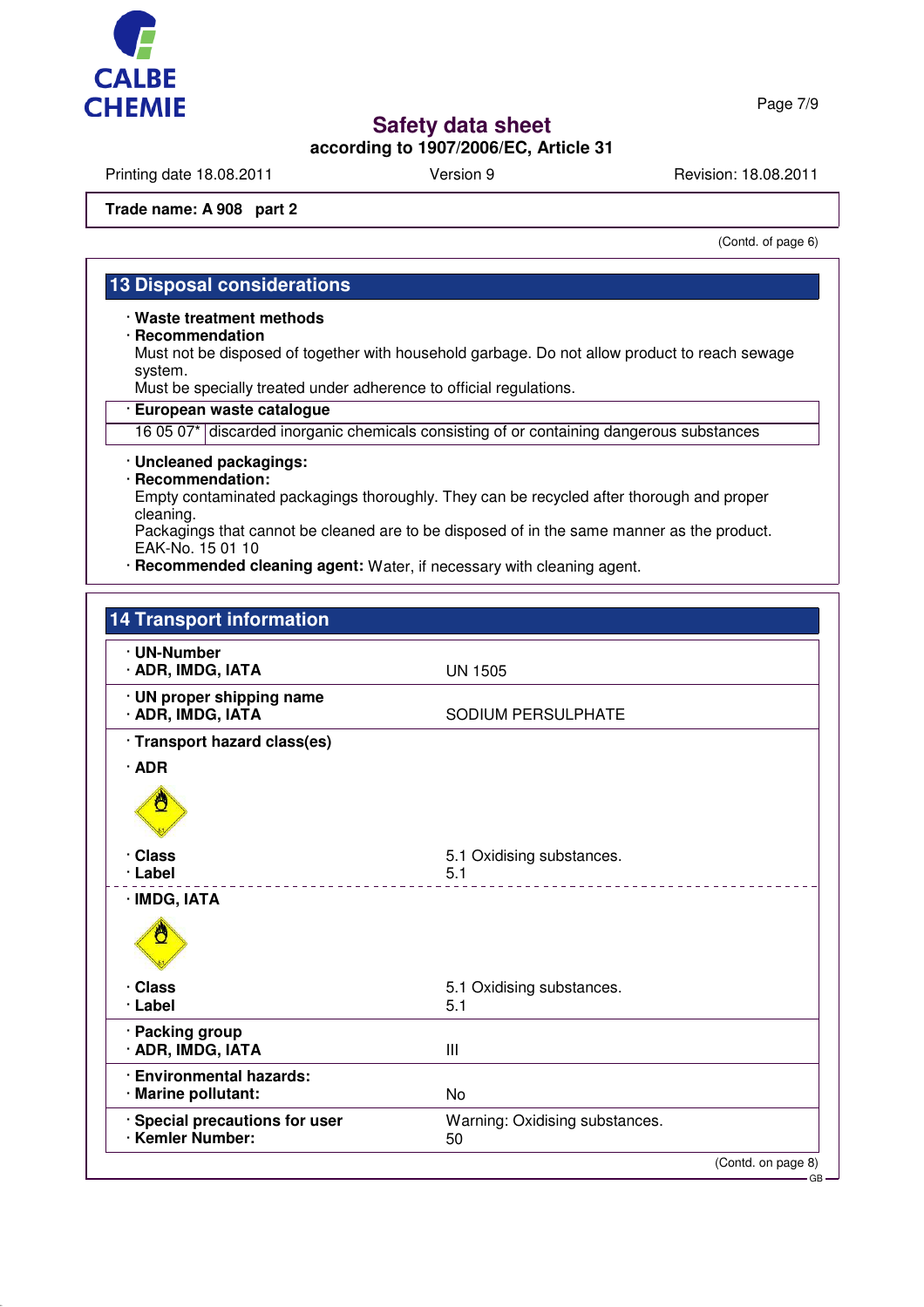**Trade name: A 908 part 2**

(Contd. of page 6)

## 13 Disposal considerations

· **Waste treatment methods**
· **Recommendation**
Must not be disposed of together with household garbage. Do not allow product to reach sewage system.
Must be specially treated under adherence to official regulations.

| · **European waste catalogue** | |
|---|---|
| 16 05 07* | discarded inorganic chemicals consisting of or containing dangerous substances |

· **Uncleaned packagings:**
· **Recommendation:**
Empty contaminated packagings thoroughly. They can be recycled after thorough and proper cleaning.
Packagings that cannot be cleaned are to be disposed of in the same manner as the product.
EAK-No. 15 01 10
· **Recommended cleaning agent:** Water, if necessary with cleaning agent.

## 14 Transport information

| | |
|---|---|
| · **UN-Number**<br>· **ADR, IMDG, IATA** | UN 1505 |
| · **UN proper shipping name**<br>· **ADR, IMDG, IATA** | SODIUM PERSULPHATE |
| · **Transport hazard class(es)** | |
| · **ADR** | |
| · **Class**<br>· **Label** | 5.1 Oxidising substances.<br>5.1 |
| · **IMDG, IATA** | |
| · **Class**<br>· **Label** | 5.1 Oxidising substances.<br>5.1 |
| · **Packing group**<br>· **ADR, IMDG, IATA** | III |
| · **Environmental hazards:**<br>· **Marine pollutant:** | No |
| · **Special precautions for user**<br>· **Kemler Number:** | Warning: Oxidising substances.<br>50 |

(Contd. on page 8)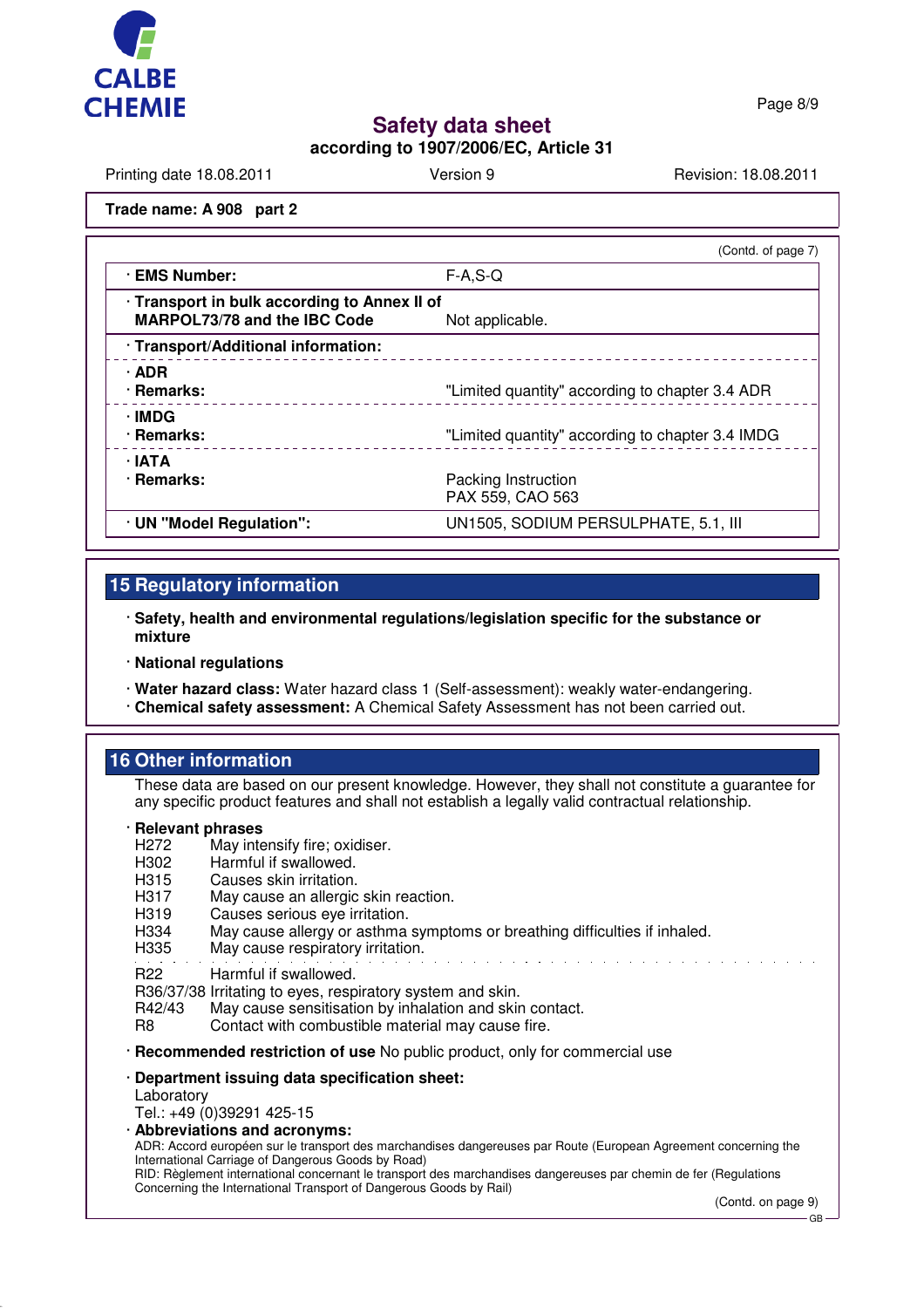Trade name: A 908 part 2

(Contd. of page 7)

| · EMS Number: | F-A,S-Q |
| --- | --- |
| · Transport in bulk according to Annex II of MARPOL73/78 and the IBC Code | Not applicable. |
| · Transport/Additional information: | |
| · ADR<br>· Remarks: | "Limited quantity" according to chapter 3.4 ADR |
| · IMDG<br>· Remarks: | "Limited quantity" according to chapter 3.4 IMDG |
| · IATA<br>· Remarks: | Packing Instruction<br>PAX 559, CAO 563 |
| · UN "Model Regulation": | UN1505, SODIUM PERSULPHATE, 5.1, III |

## 15 Regulatory information

· **Safety, health and environmental regulations/legislation specific for the substance or mixture**

· **National regulations**

· **Water hazard class:** Water hazard class 1 (Self-assessment): weakly water-endangering.
· **Chemical safety assessment:** A Chemical Safety Assessment has not been carried out.

## 16 Other information

These data are based on our present knowledge. However, they shall not constitute a guarantee for any specific product features and shall not establish a legally valid contractual relationship.

· **Relevant phrases**

H272 May intensify fire; oxidiser.
H302 Harmful if swallowed.
H315 Causes skin irritation.
H317 May cause an allergic skin reaction.
H319 Causes serious eye irritation.
H334 May cause allergy or asthma symptoms or breathing difficulties if inhaled.
H335 May cause respiratory irritation.

R22 Harmful if swallowed.
R36/37/38 Irritating to eyes, respiratory system and skin.
R42/43 May cause sensitisation by inhalation and skin contact.
R8 Contact with combustible material may cause fire.

· **Recommended restriction of use** No public product, only for commercial use

· **Department issuing data specification sheet:**
Laboratory
Tel.: +49 (0)39291 425-15

· **Abbreviations and acronyms:**
ADR: Accord européen sur le transport des marchandises dangereuses par Route (European Agreement concerning the International Carriage of Dangerous Goods by Road)
RID: Règlement international concernant le transport des marchandises dangereuses par chemin de fer (Regulations Concerning the International Transport of Dangerous Goods by Rail)

(Contd. on page 9)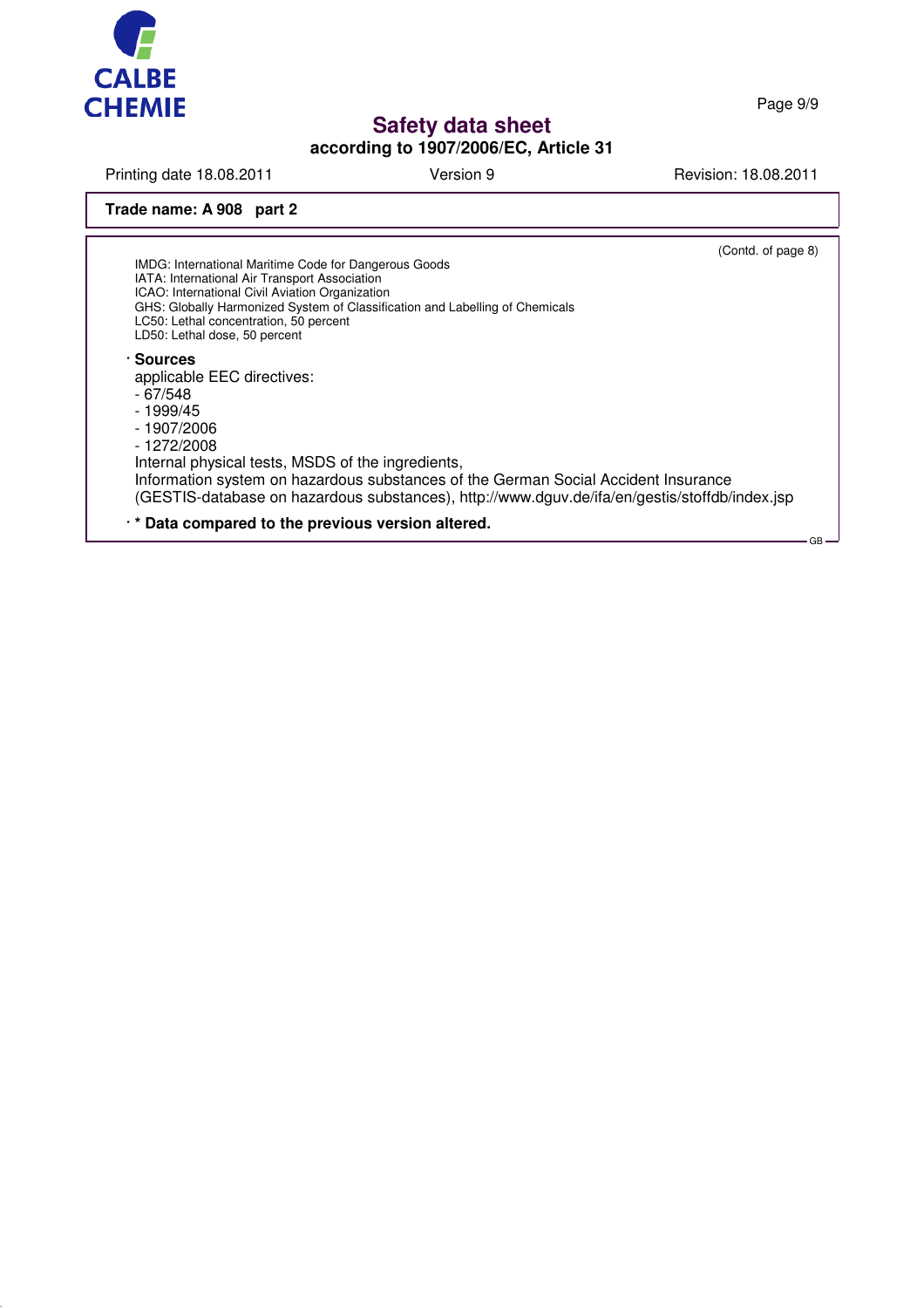IMDG: International Maritime Code for Dangerous Goods
IATA: International Air Transport Association
ICAO: International Civil Aviation Organization
GHS: Globally Harmonized System of Classification and Labelling of Chemicals
LC50: Lethal concentration, 50 percent
LD50: Lethal dose, 50 percent

· **Sources**

applicable EEC directives:
- 67/548
- 1999/45
- 1907/2006
- 1272/2008

Internal physical tests, MSDS of the ingredients,
Information system on hazardous substances of the German Social Accident Insurance (GESTIS-database on hazardous substances), http://www.dguv.de/ifa/en/gestis/stoffdb/index.jsp

· **\* Data compared to the previous version altered.**